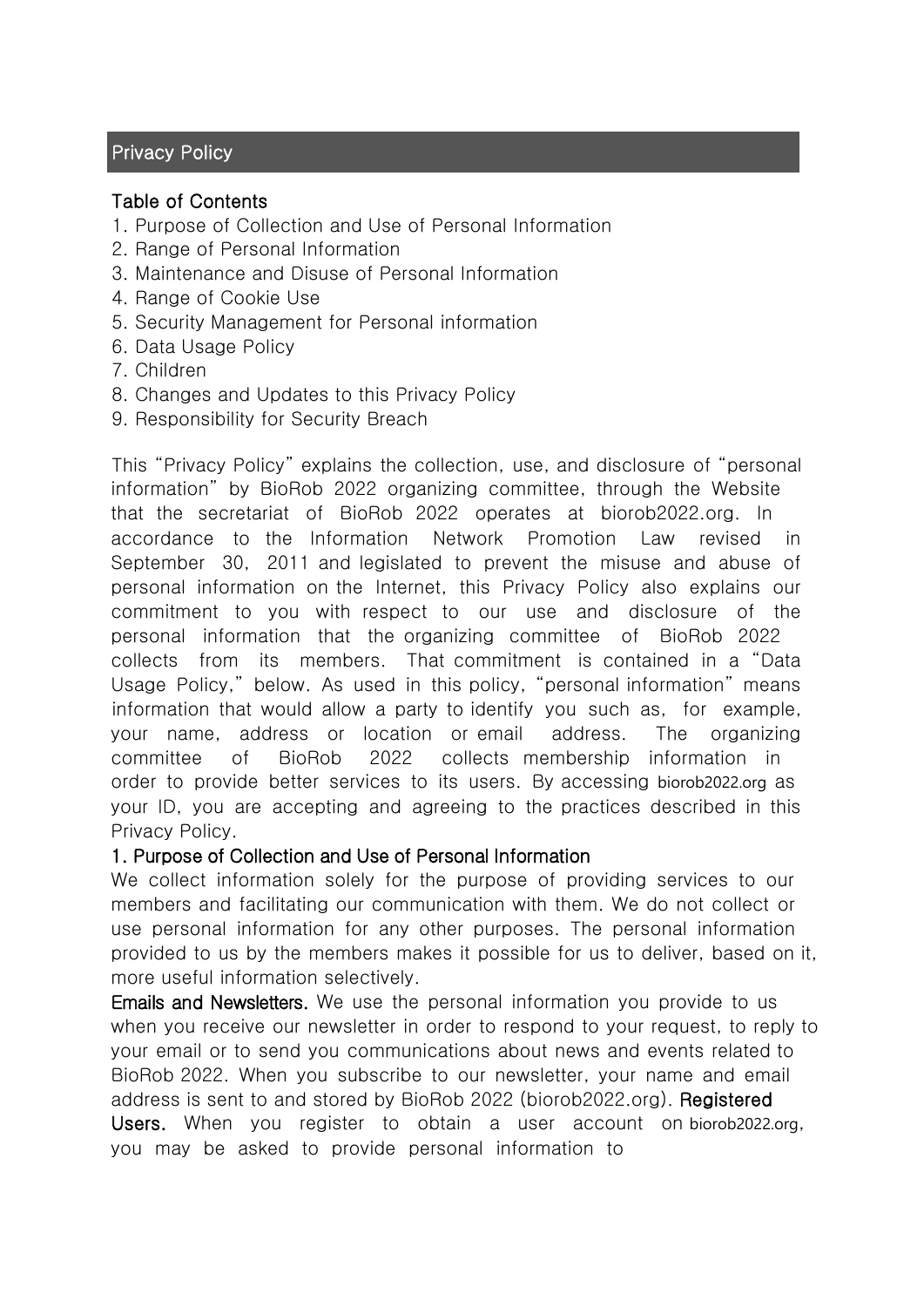# Privacy Policy

**Table of Contents**

1. Purpose of Collection and Use of Personal Information
2. Range of Personal Information
3. Maintenance and Disuse of Personal Information
4. Range of Cookie Use
5. Security Management for Personal information
6. Data Usage Policy
7. Children
8. Changes and Updates to this Privacy Policy
9. Responsibility for Security Breach

This "Privacy Policy" explains the collection, use, and disclosure of "personal information" by BioRob 2022 organizing committee, through the Website that the secretariat of BioRob 2022 operates at biorob2022.org. In accordance to the Information Network Promotion Law revised in September 30, 2011 and legislated to prevent the misuse and abuse of personal information on the Internet, this Privacy Policy also explains our commitment to you with respect to our use and disclosure of the personal information that the organizing committee of BioRob 2022 collects from its members. That commitment is contained in a "Data Usage Policy," below. As used in this policy, "personal information" means information that would allow a party to identify you such as, for example, your name, address or location or email address. The organizing committee of BioRob 2022 collects membership information in order to provide better services to its users. By accessing biorob2022.org as your ID, you are accepting and agreeing to the practices described in this Privacy Policy.

**1. Purpose of Collection and Use of Personal Information**

We collect information solely for the purpose of providing services to our members and facilitating our communication with them. We do not collect or use personal information for any other purposes. The personal information provided to us by the members makes it possible for us to deliver, based on it, more useful information selectively.

**Emails and Newsletters.** We use the personal information you provide to us when you receive our newsletter in order to respond to your request, to reply to your email or to send you communications about news and events related to BioRob 2022. When you subscribe to our newsletter, your name and email address is sent to and stored by BioRob 2022 (biorob2022.org). **Registered Users.** When you register to obtain a user account on biorob2022.org, you may be asked to provide personal information to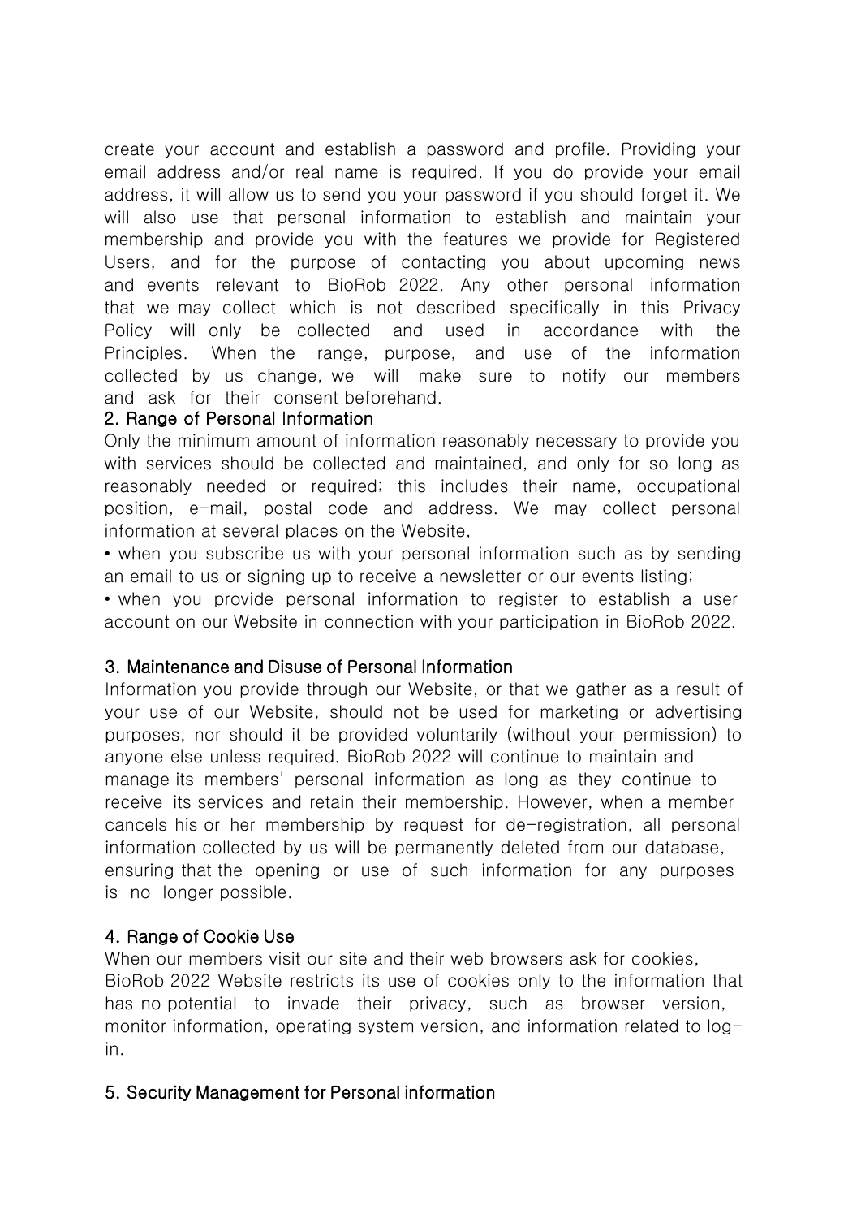create your account and establish a password and profile. Providing your email address and/or real name is required. If you do provide your email address, it will allow us to send you your password if you should forget it. We will also use that personal information to establish and maintain your membership and provide you with the features we provide for Registered Users, and for the purpose of contacting you about upcoming news and events relevant to BioRob 2022. Any other personal information that we may collect which is not described specifically in this Privacy Policy will only be collected and used in accordance with the Principles. When the range, purpose, and use of the information collected by us change, we will make sure to notify our members and ask for their consent beforehand.

### 2. Range of Personal Information

Only the minimum amount of information reasonably necessary to provide you with services should be collected and maintained, and only for so long as reasonably needed or required; this includes their name, occupational position, e-mail, postal code and address. We may collect personal information at several places on the Website,

- when you subscribe us with your personal information such as by sending an email to us or signing up to receive a newsletter or our events listing;
- when you provide personal information to register to establish a user account on our Website in connection with your participation in BioRob 2022.

### 3. Maintenance and Disuse of Personal Information

Information you provide through our Website, or that we gather as a result of your use of our Website, should not be used for marketing or advertising purposes, nor should it be provided voluntarily (without your permission) to anyone else unless required. BioRob 2022 will continue to maintain and manage its members' personal information as long as they continue to receive its services and retain their membership. However, when a member cancels his or her membership by request for de-registration, all personal information collected by us will be permanently deleted from our database, ensuring that the opening or use of such information for any purposes is no longer possible.

### 4. Range of Cookie Use

When our members visit our site and their web browsers ask for cookies, BioRob 2022 Website restricts its use of cookies only to the information that has no potential to invade their privacy, such as browser version, monitor information, operating system version, and information related to log-in.

### 5. Security Management for Personal information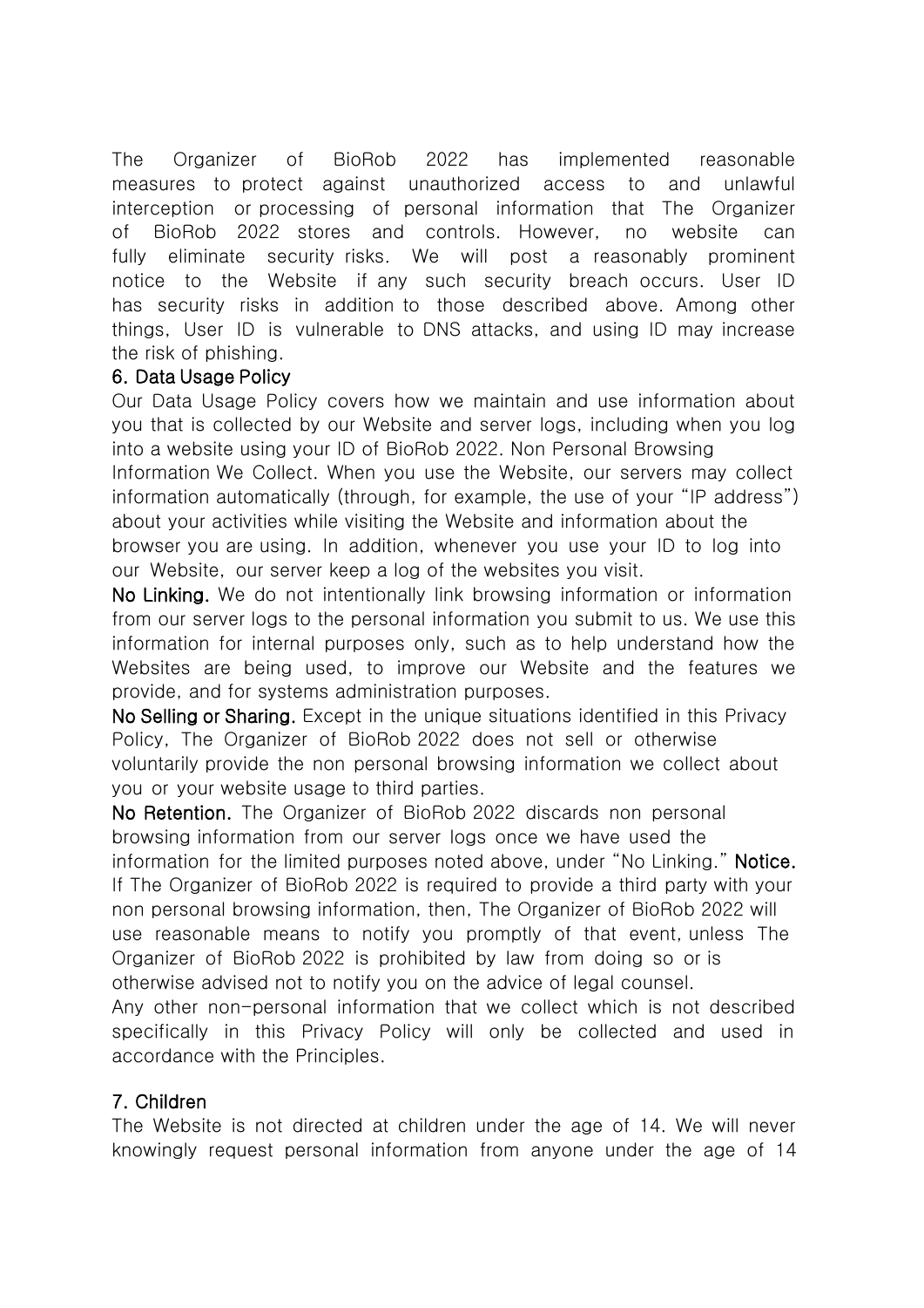The Organizer of BioRob 2022 has implemented reasonable measures to protect against unauthorized access to and unlawful interception or processing of personal information that The Organizer of BioRob 2022 stores and controls. However, no website can fully eliminate security risks. We will post a reasonably prominent notice to the Website if any such security breach occurs. User ID has security risks in addition to those described above. Among other things, User ID is vulnerable to DNS attacks, and using ID may increase the risk of phishing.

## 6. Data Usage Policy

Our Data Usage Policy covers how we maintain and use information about you that is collected by our Website and server logs, including when you log into a website using your ID of BioRob 2022. Non Personal Browsing Information We Collect. When you use the Website, our servers may collect information automatically (through, for example, the use of your "IP address") about your activities while visiting the Website and information about the browser you are using. In addition, whenever you use your ID to log into our Website, our server keep a log of the websites you visit.

**No Linking.** We do not intentionally link browsing information or information from our server logs to the personal information you submit to us. We use this information for internal purposes only, such as to help understand how the Websites are being used, to improve our Website and the features we provide, and for systems administration purposes.

**No Selling or Sharing.** Except in the unique situations identified in this Privacy Policy, The Organizer of BioRob 2022 does not sell or otherwise voluntarily provide the non personal browsing information we collect about you or your website usage to third parties.

**No Retention.** The Organizer of BioRob 2022 discards non personal browsing information from our server logs once we have used the information for the limited purposes noted above, under "No Linking." **Notice.** If The Organizer of BioRob 2022 is required to provide a third party with your non personal browsing information, then, The Organizer of BioRob 2022 will use reasonable means to notify you promptly of that event, unless The Organizer of BioRob 2022 is prohibited by law from doing so or is otherwise advised not to notify you on the advice of legal counsel.

Any other non-personal information that we collect which is not described specifically in this Privacy Policy will only be collected and used in accordance with the Principles.

## 7. Children

The Website is not directed at children under the age of 14. We will never knowingly request personal information from anyone under the age of 14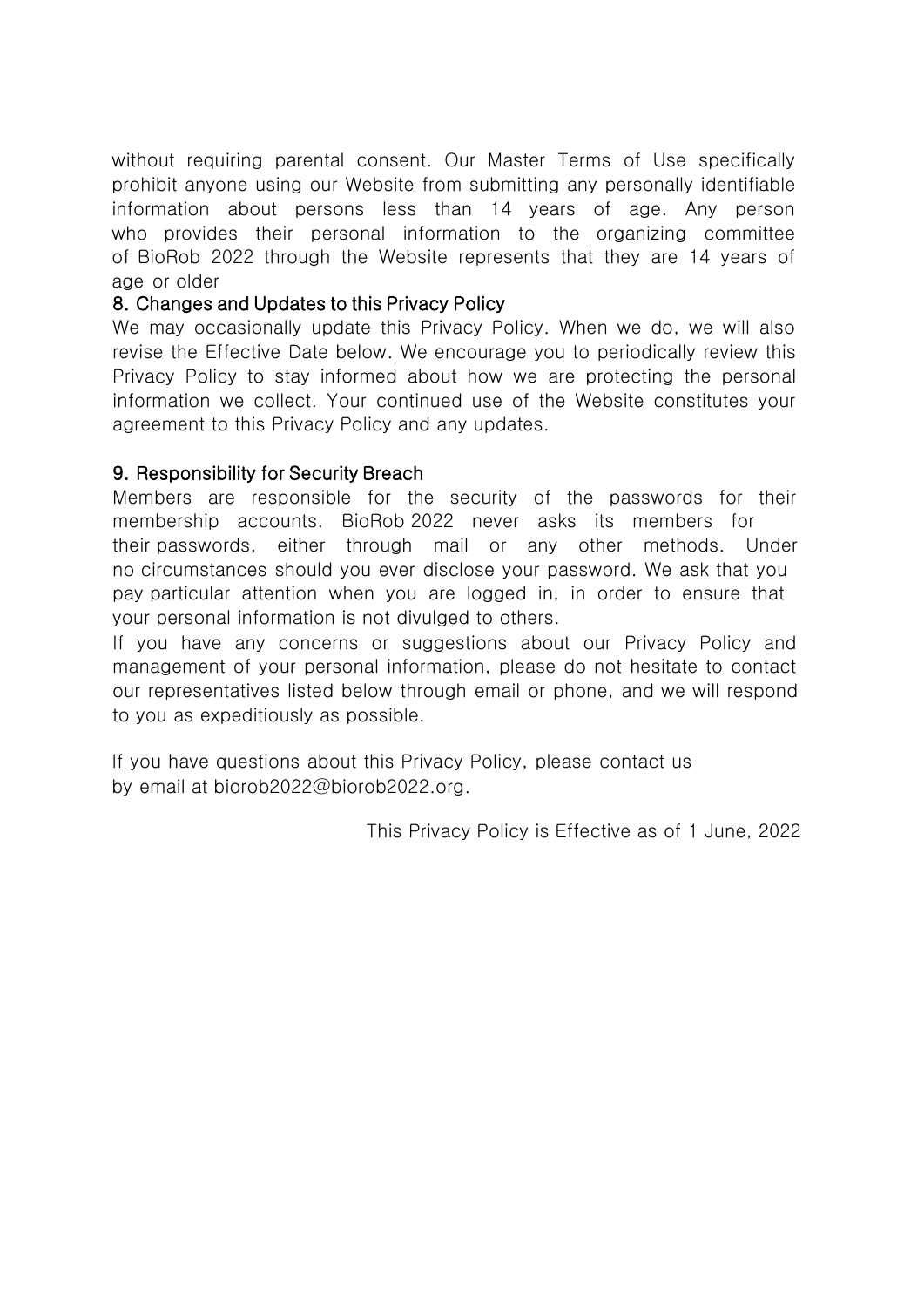without requiring parental consent. Our Master Terms of Use specifically prohibit anyone using our Website from submitting any personally identifiable information about persons less than 14 years of age. Any person who provides their personal information to the organizing committee of BioRob 2022 through the Website represents that they are 14 years of age or older

## 8. Changes and Updates to this Privacy Policy

We may occasionally update this Privacy Policy. When we do, we will also revise the Effective Date below. We encourage you to periodically review this Privacy Policy to stay informed about how we are protecting the personal information we collect. Your continued use of the Website constitutes your agreement to this Privacy Policy and any updates.

## 9. Responsibility for Security Breach

Members are responsible for the security of the passwords for their membership accounts. BioRob 2022 never asks its members for their passwords, either through mail or any other methods. Under no circumstances should you ever disclose your password. We ask that you pay particular attention when you are logged in, in order to ensure that your personal information is not divulged to others.

If you have any concerns or suggestions about our Privacy Policy and management of your personal information, please do not hesitate to contact our representatives listed below through email or phone, and we will respond to you as expeditiously as possible.

If you have questions about this Privacy Policy, please contact us by email at biorob2022@biorob2022.org.

This Privacy Policy is Effective as of 1 June, 2022